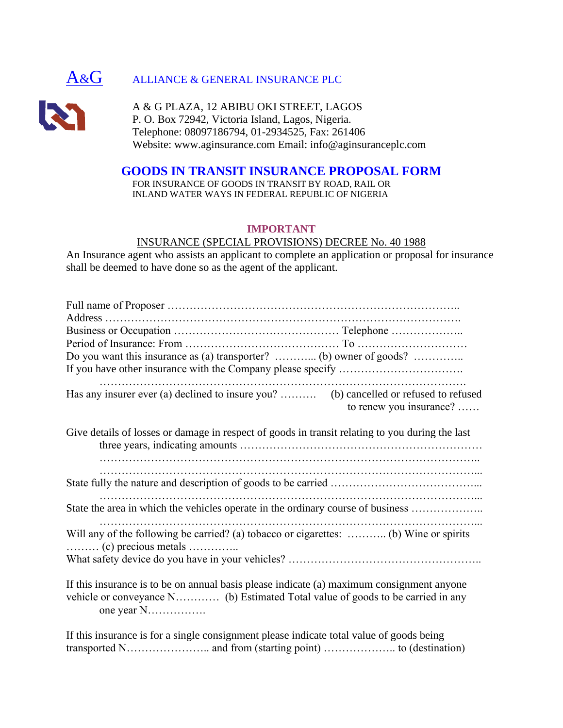A&G ALLIANCE & GENERAL INSURANCE PLC

A & G PLAZA, 12 ABIBU OKI STREET, LAGOS
P. O. Box 72942, Victoria Island, Lagos, Nigeria.
Telephone: 08097186794, 01-2934525, Fax: 261406
Website: www.aginsurance.com Email: info@aginsuranceplc.com

# GOODS IN TRANSIT INSURANCE PROPOSAL FORM

FOR INSURANCE OF GOODS IN TRANSIT BY ROAD, RAIL OR INLAND WATER WAYS IN FEDERAL REPUBLIC OF NIGERIA

## IMPORTANT

INSURANCE (SPECIAL PROVISIONS) DECREE No. 40 1988

An Insurance agent who assists an applicant to complete an application or proposal for insurance shall be deemed to have done so as the agent of the applicant.

Full name of Proposer …………………………………………………………………..

Address …………………………………………………………………………………….

Business or Occupation ……………………………………… Telephone ………………..

Period of Insurance: From …………………………………… To …………………………

Do you want this insurance as (a) transporter? ……….. (b) owner of goods? …………..

If you have other insurance with the Company please specify …………………………….

……………………………………………………………………………………….

Has any insurer ever (a) declined to insure you? ………. (b) cancelled or refused to refused to renew you insurance? ……

Give details of losses or damage in respect of goods in transit relating to you during the last three years, indicating amounts …………………………………………………………

……………………………………………………………………………………..

……………………………………………………………………………………...

State fully the nature and description of goods to be carried ………………………………...

……………………………………………………………………………………...

State the area in which the vehicles operate in the ordinary course of business ………………..

……………………………………………………………………………………...

Will any of the following be carried? (a) tobacco or cigarettes: ……….. (b) Wine or spirits ……… (c) precious metals …………..

What safety device do you have in your vehicles? …………………………………………..

If this insurance is to be on annual basis please indicate (a) maximum consignment anyone vehicle or conveyance N………… (b) Estimated Total value of goods to be carried in any one year N…………….

If this insurance is for a single consignment please indicate total value of goods being transported N………………….. and from (starting point) ……………….. to (destination)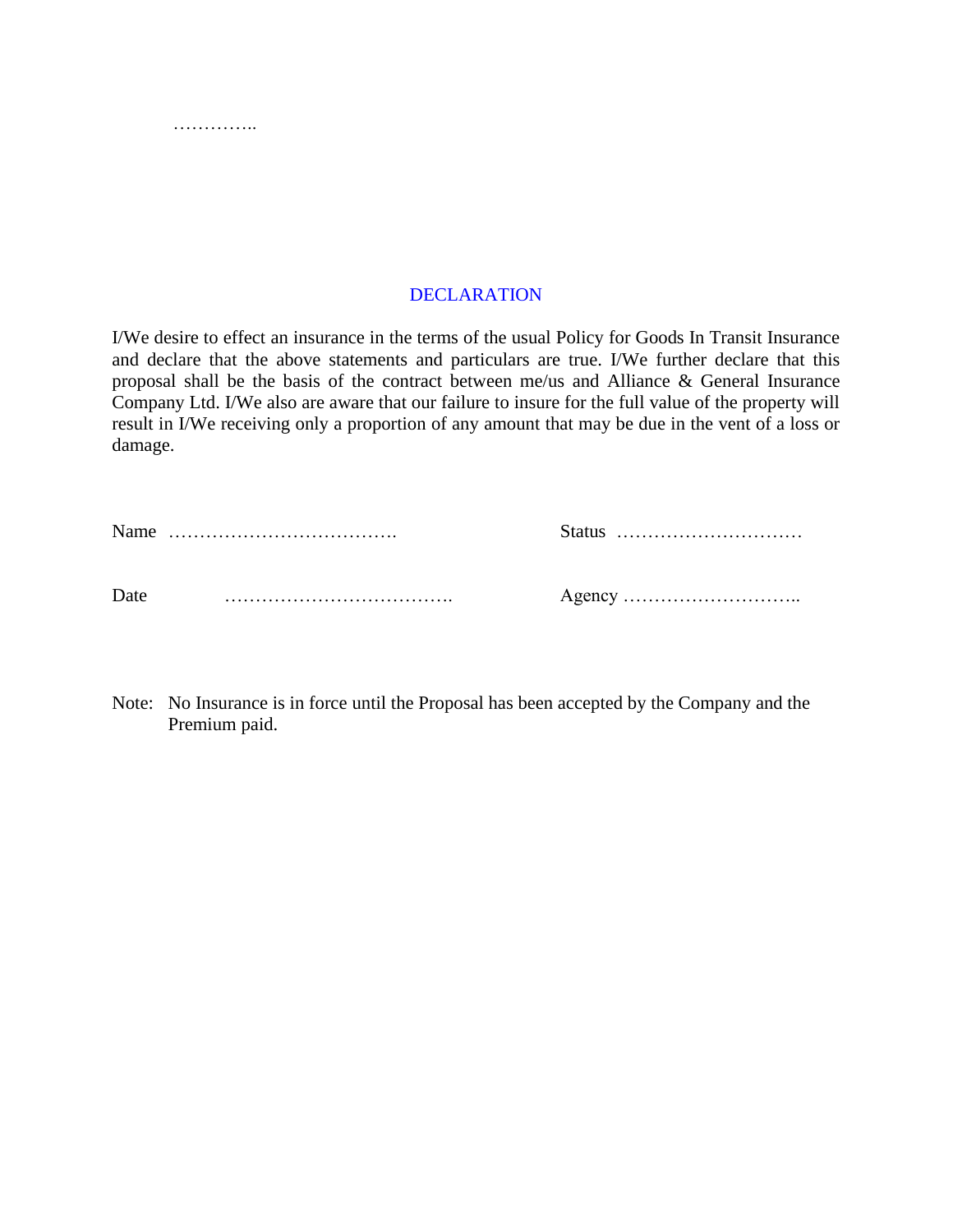…………..

## DECLARATION

I/We desire to effect an insurance in the terms of the usual Policy for Goods In Transit Insurance and declare that the above statements and particulars are true. I/We further declare that this proposal shall be the basis of the contract between me/us and Alliance & General Insurance Company Ltd. I/We also are aware that our failure to insure for the full value of the property will result in I/We receiving only a proportion of any amount that may be due in the vent of a loss or damage.

Name ……………………………….    Status …………………………

Date ……………………………….    Agency ………………………..

Note: No Insurance is in force until the Proposal has been accepted by the Company and the Premium paid.